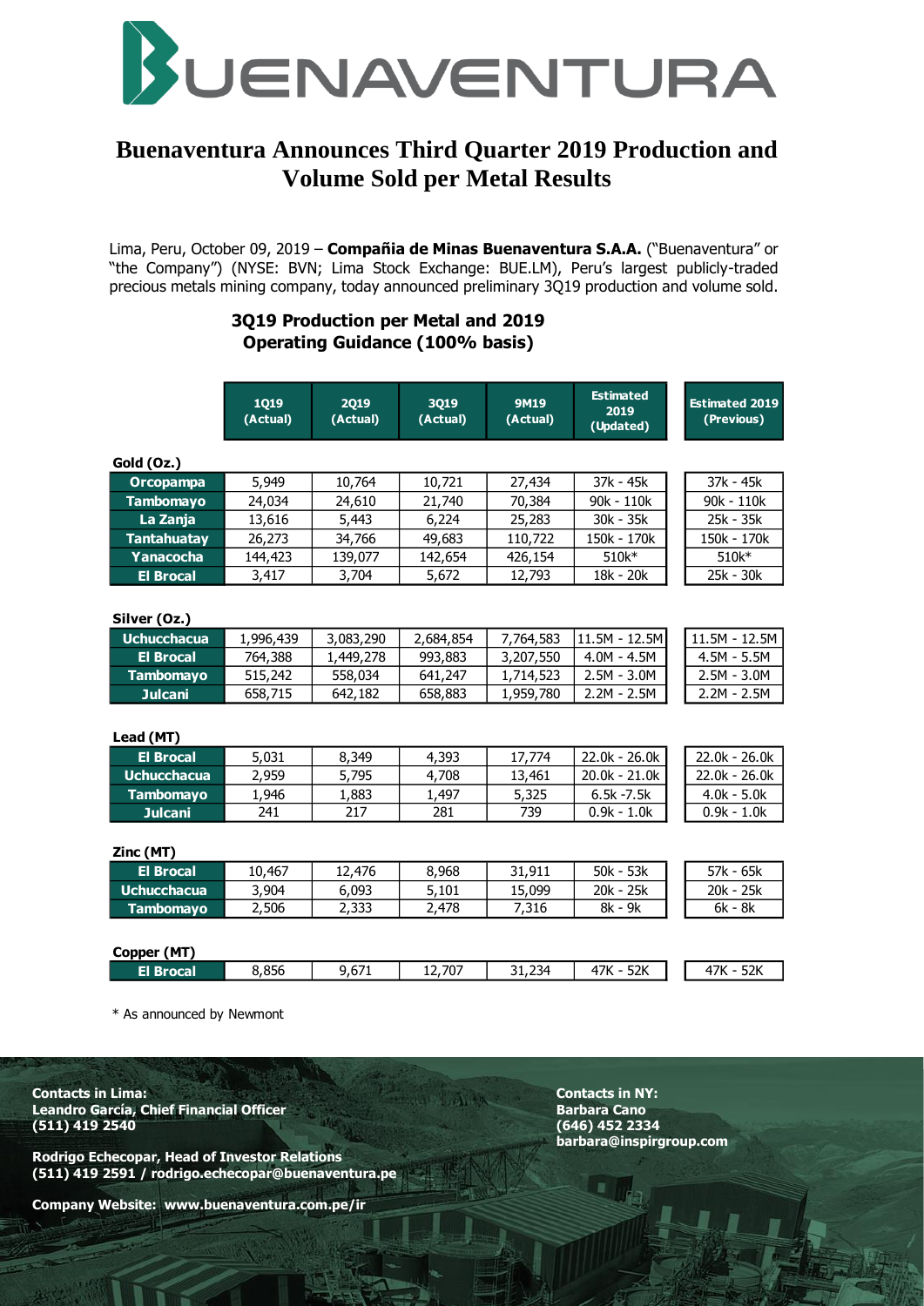BUENAVENTURA

# Buenaventura Announces Third Quarter 2019 Production and Volume Sold per Metal Results

Lima, Peru, October 09, 2019 – **Compañia de Minas Buenaventura S.A.A.** ("Buenaventura" or "the Company") (NYSE: BVN; Lima Stock Exchange: BUE.LM), Peru's largest publicly-traded precious metals mining company, today announced preliminary 3Q19 production and volume sold.

## 3Q19 Production per Metal and 2019 Operating Guidance (100% basis)

| | 1Q19 (Actual) | 2Q19 (Actual) | 3Q19 (Actual) | 9M19 (Actual) | Estimated 2019 (Updated) | Estimated 2019 (Previous) |
|---|---|---|---|---|---|---|
| **Gold (Oz.)** | | | | | | |
| Orcopampa | 5,949 | 10,764 | 10,721 | 27,434 | 37k - 45k | 37k - 45k |
| Tambomayo | 24,034 | 24,610 | 21,740 | 70,384 | 90k - 110k | 90k - 110k |
| La Zanja | 13,616 | 5,443 | 6,224 | 25,283 | 30k - 35k | 25k - 35k |
| Tantahuatay | 26,273 | 34,766 | 49,683 | 110,722 | 150k - 170k | 150k - 170k |
| Yanacocha | 144,423 | 139,077 | 142,654 | 426,154 | 510k* | 510k* |
| El Brocal | 3,417 | 3,704 | 5,672 | 12,793 | 18k - 20k | 25k - 30k |
| **Silver (Oz.)** | | | | | | |
| Uchucchacua | 1,996,439 | 3,083,290 | 2,684,854 | 7,764,583 | 11.5M - 12.5M | 11.5M - 12.5M |
| El Brocal | 764,388 | 1,449,278 | 993,883 | 3,207,550 | 4.0M - 4.5M | 4.5M - 5.5M |
| Tambomayo | 515,242 | 558,034 | 641,247 | 1,714,523 | 2.5M - 3.0M | 2.5M - 3.0M |
| Julcani | 658,715 | 642,182 | 658,883 | 1,959,780 | 2.2M - 2.5M | 2.2M - 2.5M |
| **Lead (MT)** | | | | | | |
| El Brocal | 5,031 | 8,349 | 4,393 | 17,774 | 22.0k - 26.0k | 22.0k - 26.0k |
| Uchucchacua | 2,959 | 5,795 | 4,708 | 13,461 | 20.0k - 21.0k | 22.0k - 26.0k |
| Tambomayo | 1,946 | 1,883 | 1,497 | 5,325 | 6.5k -7.5k | 4.0k - 5.0k |
| Julcani | 241 | 217 | 281 | 739 | 0.9k - 1.0k | 0.9k - 1.0k |
| **Zinc (MT)** | | | | | | |
| El Brocal | 10,467 | 12,476 | 8,968 | 31,911 | 50k - 53k | 57k - 65k |
| Uchucchacua | 3,904 | 6,093 | 5,101 | 15,099 | 20k - 25k | 20k - 25k |
| Tambomayo | 2,506 | 2,333 | 2,478 | 7,316 | 8k - 9k | 6k - 8k |
| **Copper (MT)** | | | | | | |
| El Brocal | 8,856 | 9,671 | 12,707 | 31,234 | 47K - 52K | 47K - 52K |

* As announced by Newmont

**Contacts in Lima:**
**Leandro García, Chief Financial Officer**
**(511) 419 2540**

**Rodrigo Echecopar, Head of Investor Relations**
**(511) 419 2591 / rodrigo.echecopar@buenaventura.pe**

**Company Website: www.buenaventura.com.pe/ir**

**Contacts in NY:**
**Barbara Cano**
**(646) 452 2334**
**barbara@inspirgroup.com**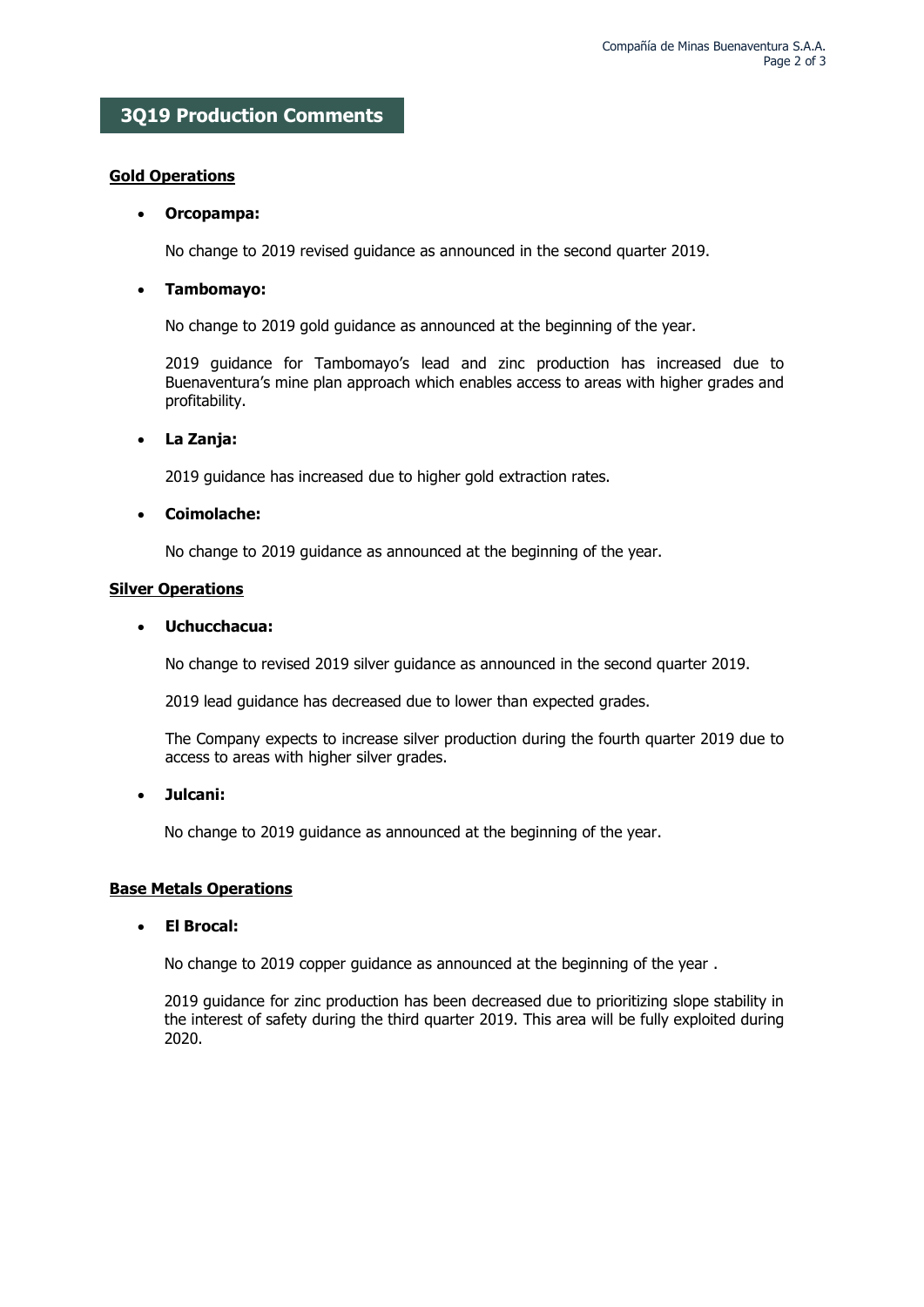## 3Q19 Production Comments

**Gold Operations**

- **Orcopampa:**

  No change to 2019 revised guidance as announced in the second quarter 2019.

- **Tambomayo:**

  No change to 2019 gold guidance as announced at the beginning of the year.

  2019 guidance for Tambomayo's lead and zinc production has increased due to Buenaventura's mine plan approach which enables access to areas with higher grades and profitability.

- **La Zanja:**

  2019 guidance has increased due to higher gold extraction rates.

- **Coimolache:**

  No change to 2019 guidance as announced at the beginning of the year.

**Silver Operations**

- **Uchucchacua:**

  No change to revised 2019 silver guidance as announced in the second quarter 2019.

  2019 lead guidance has decreased due to lower than expected grades.

  The Company expects to increase silver production during the fourth quarter 2019 due to access to areas with higher silver grades.

- **Julcani:**

  No change to 2019 guidance as announced at the beginning of the year.

**Base Metals Operations**

- **El Brocal:**

  No change to 2019 copper guidance as announced at the beginning of the year .

  2019 guidance for zinc production has been decreased due to prioritizing slope stability in the interest of safety during the third quarter 2019. This area will be fully exploited during 2020.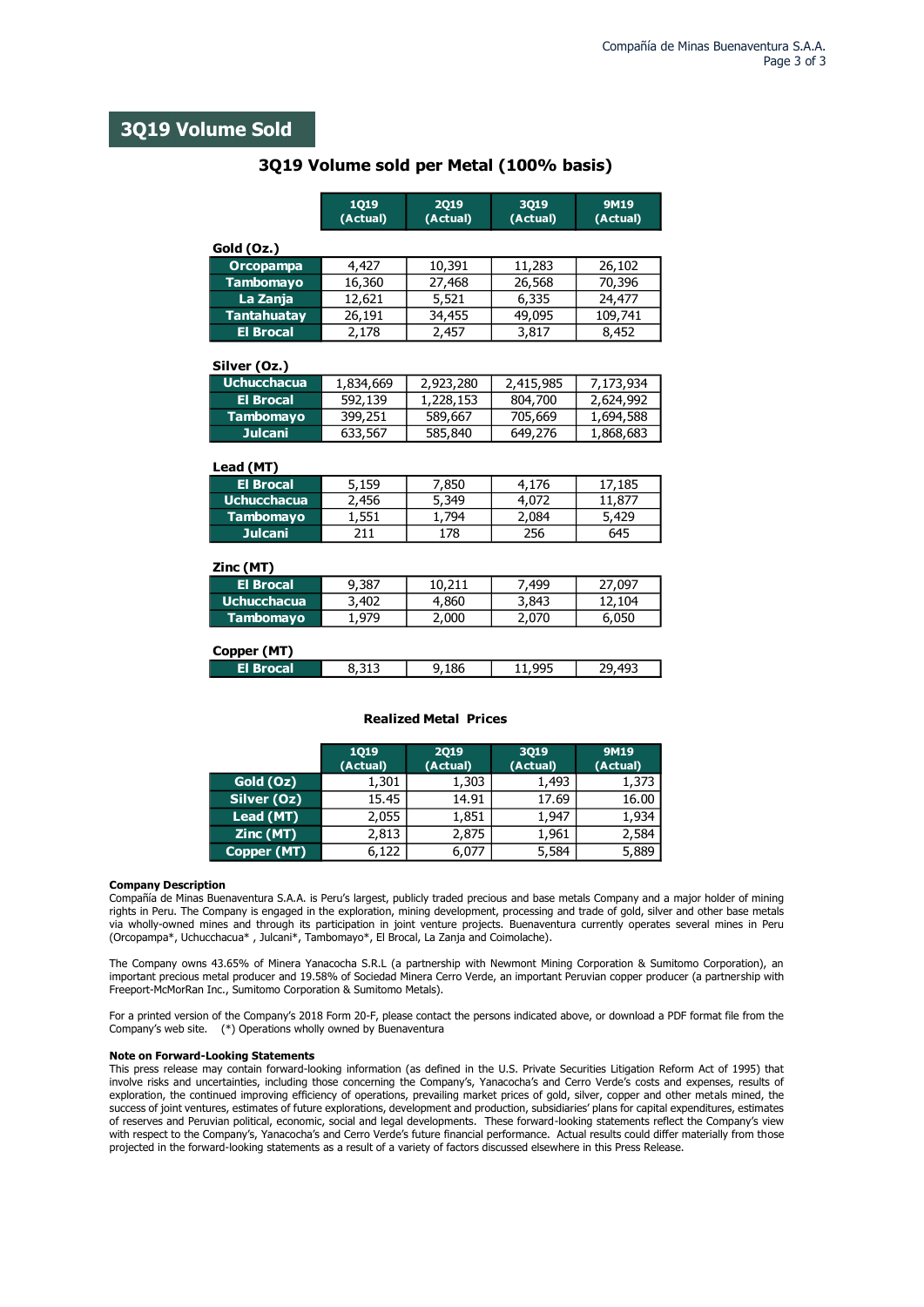## 3Q19 Volume Sold

### 3Q19 Volume sold per Metal (100% basis)

| | 1Q19 (Actual) | 2Q19 (Actual) | 3Q19 (Actual) | 9M19 (Actual) |
|---|---|---|---|---|
| **Gold (Oz.)** | | | | |
| Orcopampa | 4,427 | 10,391 | 11,283 | 26,102 |
| Tambomayo | 16,360 | 27,468 | 26,568 | 70,396 |
| La Zanja | 12,621 | 5,521 | 6,335 | 24,477 |
| Tantahuatay | 26,191 | 34,455 | 49,095 | 109,741 |
| El Brocal | 2,178 | 2,457 | 3,817 | 8,452 |
| **Silver (Oz.)** | | | | |
| Uchucchacua | 1,834,669 | 2,923,280 | 2,415,985 | 7,173,934 |
| El Brocal | 592,139 | 1,228,153 | 804,700 | 2,624,992 |
| Tambomayo | 399,251 | 589,667 | 705,669 | 1,694,588 |
| Julcani | 633,567 | 585,840 | 649,276 | 1,868,683 |
| **Lead (MT)** | | | | |
| El Brocal | 5,159 | 7,850 | 4,176 | 17,185 |
| Uchucchacua | 2,456 | 5,349 | 4,072 | 11,877 |
| Tambomayo | 1,551 | 1,794 | 2,084 | 5,429 |
| Julcani | 211 | 178 | 256 | 645 |
| **Zinc (MT)** | | | | |
| El Brocal | 9,387 | 10,211 | 7,499 | 27,097 |
| Uchucchacua | 3,402 | 4,860 | 3,843 | 12,104 |
| Tambomayo | 1,979 | 2,000 | 2,070 | 6,050 |
| **Copper (MT)** | | | | |
| El Brocal | 8,313 | 9,186 | 11,995 | 29,493 |

### Realized Metal Prices

| | 1Q19 (Actual) | 2Q19 (Actual) | 3Q19 (Actual) | 9M19 (Actual) |
|---|---|---|---|---|
| Gold (Oz) | 1,301 | 1,303 | 1,493 | 1,373 |
| Silver (Oz) | 15.45 | 14.91 | 17.69 | 16.00 |
| Lead (MT) | 2,055 | 1,851 | 1,947 | 1,934 |
| Zinc (MT) | 2,813 | 2,875 | 1,961 | 2,584 |
| Copper (MT) | 6,122 | 6,077 | 5,584 | 5,889 |

**Company Description**

Compañía de Minas Buenaventura S.A.A. is Peru's largest, publicly traded precious and base metals Company and a major holder of mining rights in Peru. The Company is engaged in the exploration, mining development, processing and trade of gold, silver and other base metals via wholly-owned mines and through its participation in joint venture projects. Buenaventura currently operates several mines in Peru (Orcopampa*, Uchucchacua* , Julcani*, Tambomayo*, El Brocal, La Zanja and Coimolache).

The Company owns 43.65% of Minera Yanacocha S.R.L (a partnership with Newmont Mining Corporation & Sumitomo Corporation), an important precious metal producer and 19.58% of Sociedad Minera Cerro Verde, an important Peruvian copper producer (a partnership with Freeport-McMorRan Inc., Sumitomo Corporation & Sumitomo Metals).

For a printed version of the Company's 2018 Form 20-F, please contact the persons indicated above, or download a PDF format file from the Company's web site. (*) Operations wholly owned by Buenaventura

**Note on Forward-Looking Statements**

This press release may contain forward-looking information (as defined in the U.S. Private Securities Litigation Reform Act of 1995) that involve risks and uncertainties, including those concerning the Company's, Yanacocha's and Cerro Verde's costs and expenses, results of exploration, the continued improving efficiency of operations, prevailing market prices of gold, silver, copper and other metals mined, the success of joint ventures, estimates of future explorations, development and production, subsidiaries' plans for capital expenditures, estimates of reserves and Peruvian political, economic, social and legal developments. These forward-looking statements reflect the Company's view with respect to the Company's, Yanacocha's and Cerro Verde's future financial performance. Actual results could differ materially from those projected in the forward-looking statements as a result of a variety of factors discussed elsewhere in this Press Release.